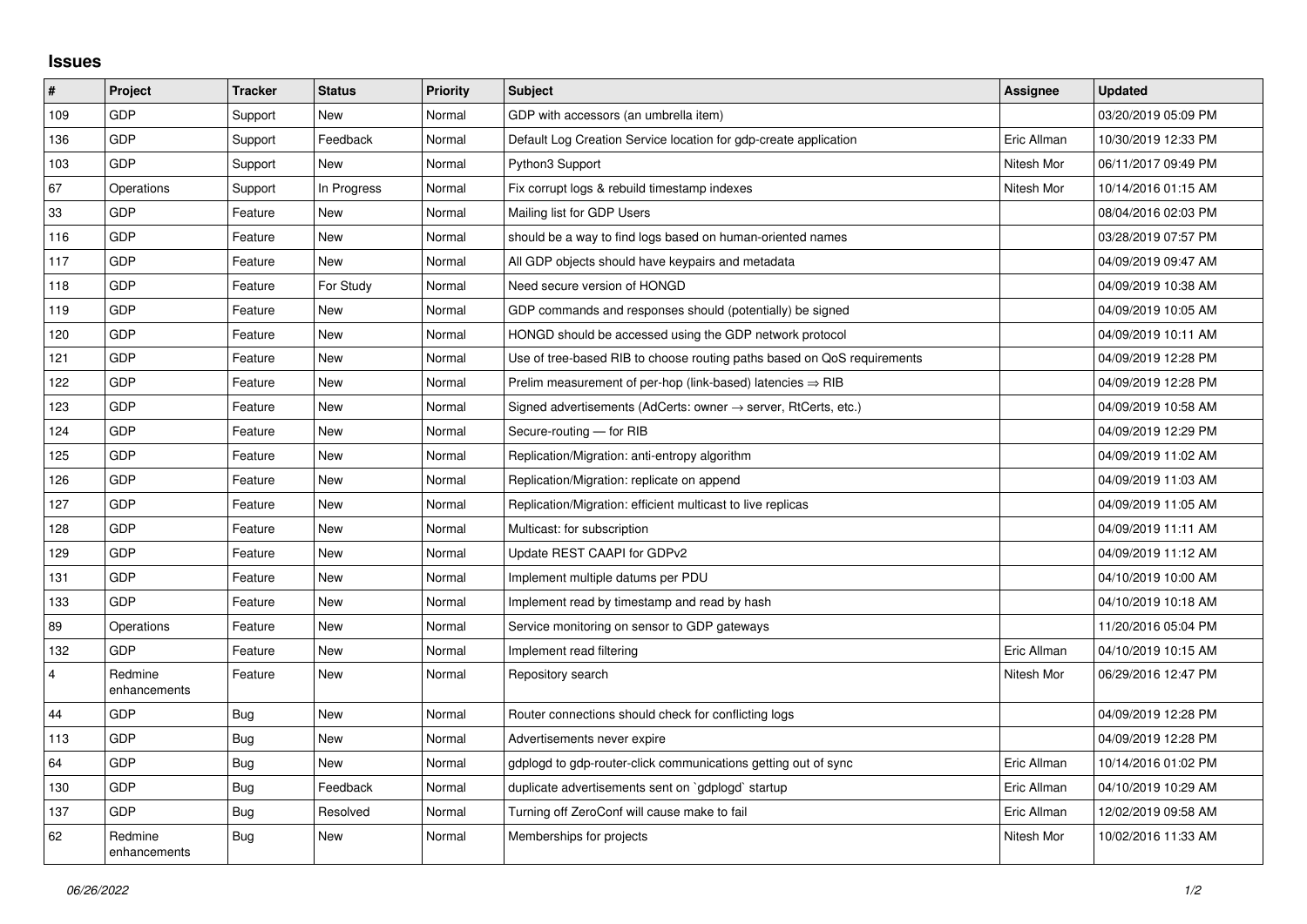## Issues

| # | Project | Tracker | Status | Priority | Subject | Assignee | Updated |
|---|---|---|---|---|---|---|---|
| 109 | GDP | Support | New | Normal | GDP with accessors (an umbrella item) | | 03/20/2019 05:09 PM |
| 136 | GDP | Support | Feedback | Normal | Default Log Creation Service location for gdp-create application | Eric Allman | 10/30/2019 12:33 PM |
| 103 | GDP | Support | New | Normal | Python3 Support | Nitesh Mor | 06/11/2017 09:49 PM |
| 67 | Operations | Support | In Progress | Normal | Fix corrupt logs & rebuild timestamp indexes | Nitesh Mor | 10/14/2016 01:15 AM |
| 33 | GDP | Feature | New | Normal | Mailing list for GDP Users | | 08/04/2016 02:03 PM |
| 116 | GDP | Feature | New | Normal | should be a way to find logs based on human-oriented names | | 03/28/2019 07:57 PM |
| 117 | GDP | Feature | New | Normal | All GDP objects should have keypairs and metadata | | 04/09/2019 09:47 AM |
| 118 | GDP | Feature | For Study | Normal | Need secure version of HONGD | | 04/09/2019 10:38 AM |
| 119 | GDP | Feature | New | Normal | GDP commands and responses should (potentially) be signed | | 04/09/2019 10:05 AM |
| 120 | GDP | Feature | New | Normal | HONGD should be accessed using the GDP network protocol | | 04/09/2019 10:11 AM |
| 121 | GDP | Feature | New | Normal | Use of tree-based RIB to choose routing paths based on QoS requirements | | 04/09/2019 12:28 PM |
| 122 | GDP | Feature | New | Normal | Prelim measurement of per-hop (link-based) latencies ⇒ RIB | | 04/09/2019 12:28 PM |
| 123 | GDP | Feature | New | Normal | Signed advertisements (AdCerts: owner → server, RtCerts, etc.) | | 04/09/2019 10:58 AM |
| 124 | GDP | Feature | New | Normal | Secure-routing — for RIB | | 04/09/2019 12:29 PM |
| 125 | GDP | Feature | New | Normal | Replication/Migration: anti-entropy algorithm | | 04/09/2019 11:02 AM |
| 126 | GDP | Feature | New | Normal | Replication/Migration: replicate on append | | 04/09/2019 11:03 AM |
| 127 | GDP | Feature | New | Normal | Replication/Migration: efficient multicast to live replicas | | 04/09/2019 11:05 AM |
| 128 | GDP | Feature | New | Normal | Multicast: for subscription | | 04/09/2019 11:11 AM |
| 129 | GDP | Feature | New | Normal | Update REST CAAPI for GDPv2 | | 04/09/2019 11:12 AM |
| 131 | GDP | Feature | New | Normal | Implement multiple datums per PDU | | 04/10/2019 10:00 AM |
| 133 | GDP | Feature | New | Normal | Implement read by timestamp and read by hash | | 04/10/2019 10:18 AM |
| 89 | Operations | Feature | New | Normal | Service monitoring on sensor to GDP gateways | | 11/20/2016 05:04 PM |
| 132 | GDP | Feature | New | Normal | Implement read filtering | Eric Allman | 04/10/2019 10:15 AM |
| 4 | Redmine enhancements | Feature | New | Normal | Repository search | Nitesh Mor | 06/29/2016 12:47 PM |
| 44 | GDP | Bug | New | Normal | Router connections should check for conflicting logs | | 04/09/2019 12:28 PM |
| 113 | GDP | Bug | New | Normal | Advertisements never expire | | 04/09/2019 12:28 PM |
| 64 | GDP | Bug | New | Normal | gdplogd to gdp-router-click communications getting out of sync | Eric Allman | 10/14/2016 01:02 PM |
| 130 | GDP | Bug | Feedback | Normal | duplicate advertisements sent on `gdplogd` startup | Eric Allman | 04/10/2019 10:29 AM |
| 137 | GDP | Bug | Resolved | Normal | Turning off ZeroConf will cause make to fail | Eric Allman | 12/02/2019 09:58 AM |
| 62 | Redmine enhancements | Bug | New | Normal | Memberships for projects | Nitesh Mor | 10/02/2016 11:33 AM |

*06/26/2022*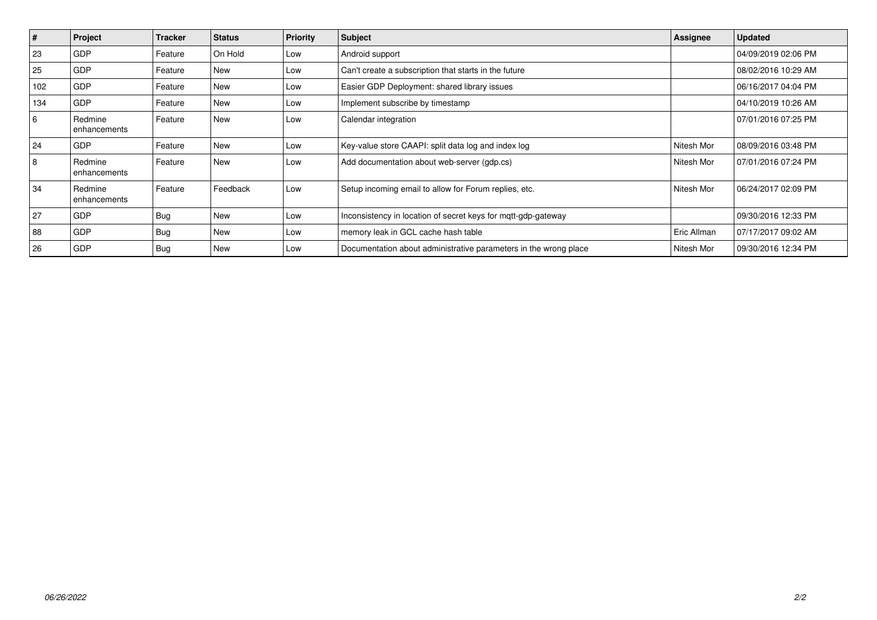| # | Project | Tracker | Status | Priority | Subject | Assignee | Updated |
|---|---|---|---|---|---|---|---|
| 23 | GDP | Feature | On Hold | Low | Android support | | 04/09/2019 02:06 PM |
| 25 | GDP | Feature | New | Low | Can't create a subscription that starts in the future | | 08/02/2016 10:29 AM |
| 102 | GDP | Feature | New | Low | Easier GDP Deployment: shared library issues | | 06/16/2017 04:04 PM |
| 134 | GDP | Feature | New | Low | Implement subscribe by timestamp | | 04/10/2019 10:26 AM |
| 6 | Redmine enhancements | Feature | New | Low | Calendar integration | | 07/01/2016 07:25 PM |
| 24 | GDP | Feature | New | Low | Key-value store CAAPI: split data log and index log | Nitesh Mor | 08/09/2016 03:48 PM |
| 8 | Redmine enhancements | Feature | New | Low | Add documentation about web-server (gdp.cs) | Nitesh Mor | 07/01/2016 07:24 PM |
| 34 | Redmine enhancements | Feature | Feedback | Low | Setup incoming email to allow for Forum replies, etc. | Nitesh Mor | 06/24/2017 02:09 PM |
| 27 | GDP | Bug | New | Low | Inconsistency in location of secret keys for mqtt-gdp-gateway | | 09/30/2016 12:33 PM |
| 88 | GDP | Bug | New | Low | memory leak in GCL cache hash table | Eric Allman | 07/17/2017 09:02 AM |
| 26 | GDP | Bug | New | Low | Documentation about administrative parameters in the wrong place | Nitesh Mor | 09/30/2016 12:34 PM |